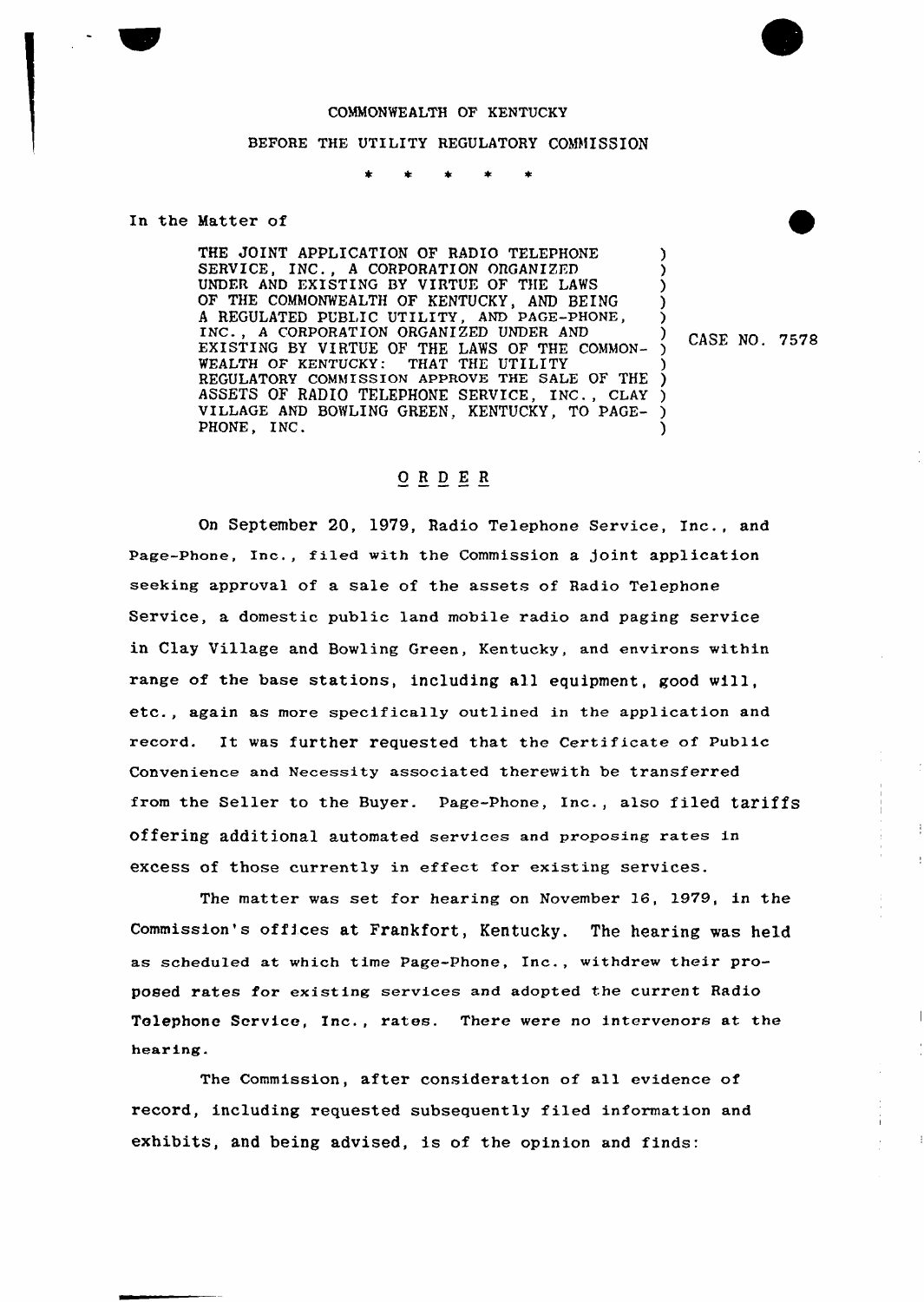COMMONWEALTH OF KENTUCKY

BEFORE THE UTILITY REGULATORY COMMISSION

\* \* \* \* \*

In the Matter of

THE JOINT APPLICATION OF RADIO TELEPHONE SERVICE, INC., A CORPORATION ORGANIZED UNDER AND EXISTING BY VIRTUE OF THE LAWS OF THE COMMONWEALTH OF KENTUCKY, AND BEING A REGULATED PUBLIC UTILITY, AND PAGE-PHONE, INC., A CORPORATION ORGANIZED UNDER AND EXISTING BY VIRTUE OF THE LAWS OF THE COMMONWEALTH OF KENTUCKY: THAT THE UTILITY REGULATORY COMMISSION APPROVE THE SALE OF THE ASSETS OF RADIO TELEPHONE SERVICE, INC., CLAY VILLAGE AND BOWLING GREEN, KENTUCKY, TO PAGE-PHONE, INC.

CASE NO. 7578

## O R D E R

On September 20, 1979, Radio Telephone Service, Inc., and Page-Phone, Inc., filed with the Commission a joint application seeking approval of a sale of the assets of Radio Telephone Service, a domestic public land mobile radio and paging service in Clay Village and Bowling Green, Kentucky, and environs within range of the base stations, including all equipment, good will, etc., again as more specifically outlined in the application and record. It was further requested that the Certificate of Public Convenience and Necessity associated therewith be transferred from the Seller to the Buyer. Page-Phone, Inc., also filed tariffs offering additional automated services and proposing rates in excess of those currently in effect for existing services.

The matter was set for hearing on November 16, 1979, in the Commission's offices at Frankfort, Kentucky. The hearing was held as scheduled at which time Page-Phone, Inc., withdrew their proposed rates for existing services and adopted the current Radio Telephone Service, Inc., rates. There were no intervenors at the hearing.

The Commission, after consideration of all evidence of record, including requested subsequently filed information and exhibits, and being advised, is of the opinion and finds: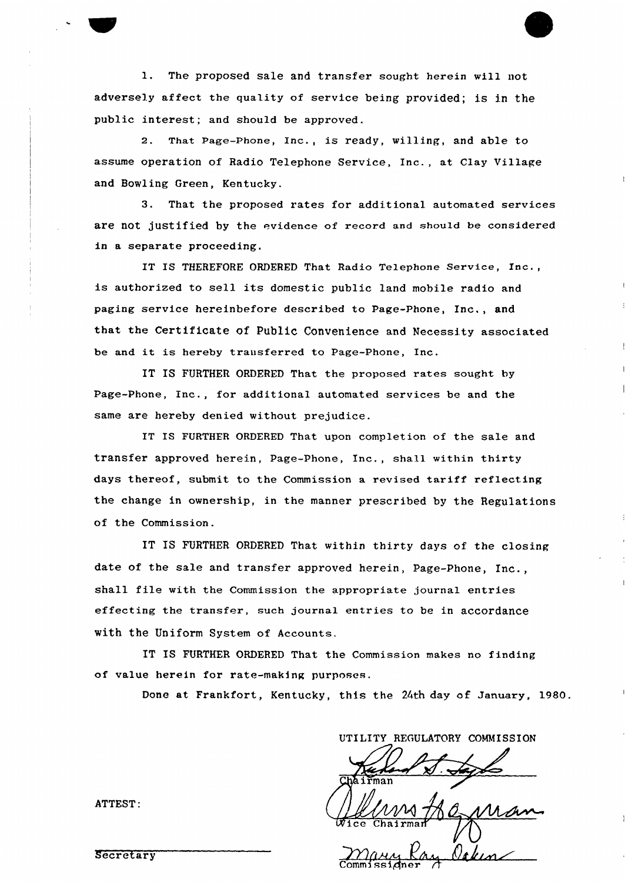1. The proposed sale and transfer sought herein will not adversely affect the quality of service being provided; is in the public interest; and should be approved.

2. That Page-Phone, Inc., is ready, willing, and able to assume operation of Radio Telephone Service, Inc., at Clay Village and Bowling Green, Kentucky.

3. That the proposed rates for additional automated services are not justified by the evidence of record and should be considered in a separate proceeding.

IT IS THEREFORE ORDERED That Radio Telephone Service, Inc., is authorized to sell its domestic public land mobile radio and paging service hereinbefore described to Page-Phone, Inc., and that the Certificate of Public Convenience and Necessity associated be and it is hereby transferred to Page-Phone, Inc.

IT IS FURTHER ORDERED That the proposed rates sought by Page-Phone, Inc., for additional automated services be and the same are hereby denied without prejudice.

IT IS FURTHER ORDERED That upon completion of the sale and transfer approved herein, Page-Phone, Inc., shall within thirty days thereof, submit to the Commission a revised tariff reflecting the change in ownership, in the manner prescribed by the Regulations of the Commission.

IT IS FURTHER ORDERED That within thirty days of the closing date of the sale and transfer approved herein, Page-Phone, Inc., shall file with the Commission the appropriate journal entries effecting the transfer, such journal entries to be in accordance with the Uniform System of Accounts.

IT IS FURTHER ORDERED That the Commission makes no finding of value herein for rate-making purposes.

Done at Frankfort, Kentucky, this the 24th day of January, 1980.

UTILITY REGULATORY COMMISSION

Chairman

Vice Chairman

Commissioner

ATTEST:

Secretary